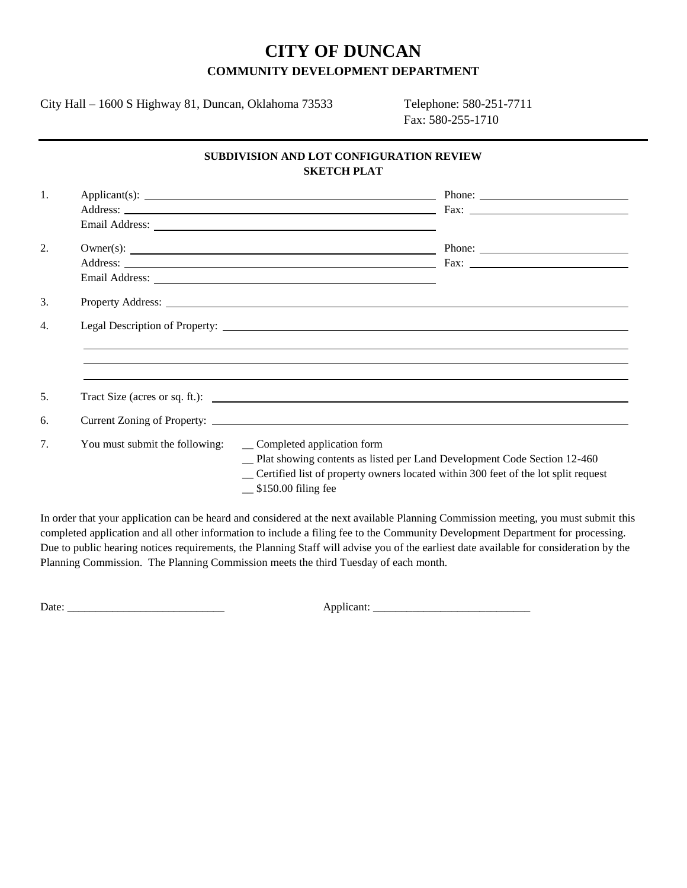# CITY OF DUNCAN

## COMMUNITY DEVELOPMENT DEPARTMENT

City Hall – 1600 S Highway 81, Duncan, Oklahoma 73533

Telephone: 580-251-7711
Fax: 580-255-1710

---

### SUBDIVISION AND LOT CONFIGURATION REVIEW
### SKETCH PLAT

1. Applicant(s): ______________________________ Phone: ______________________
   Address: ______________________________ Fax: ______________________
   Email Address: ______________________________

2. Owner(s): ______________________________ Phone: ______________________
   Address: ______________________________ Fax: ______________________
   Email Address: ______________________________

3. Property Address: ______________________________________________

4. Legal Description of Property: ______________________________________________
   ______________________________________________
   ______________________________________________
   ______________________________________________

5. Tract Size (acres or sq. ft.): ______________________________________________

6. Current Zoning of Property: ______________________________________________

7. You must submit the following:
   - __ Completed application form
   - __ Plat showing contents as listed per Land Development Code Section 12-460
   - __ Certified list of property owners located within 300 feet of the lot split request
   - __ $150.00 filing fee

In order that your application can be heard and considered at the next available Planning Commission meeting, you must submit this completed application and all other information to include a filing fee to the Community Development Department for processing. Due to public hearing notices requirements, the Planning Staff will advise you of the earliest date available for consideration by the Planning Commission. The Planning Commission meets the third Tuesday of each month.

Date: ____________________________ Applicant: ____________________________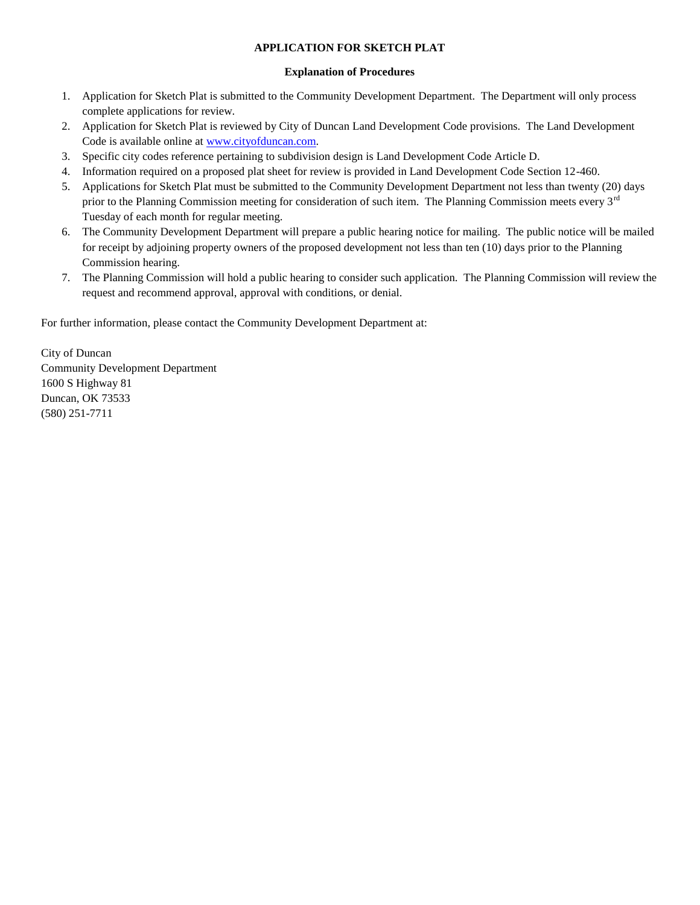**APPLICATION FOR SKETCH PLAT**

**Explanation of Procedures**

1. Application for Sketch Plat is submitted to the Community Development Department. The Department will only process complete applications for review.
2. Application for Sketch Plat is reviewed by City of Duncan Land Development Code provisions. The Land Development Code is available online at www.cityofduncan.com.
3. Specific city codes reference pertaining to subdivision design is Land Development Code Article D.
4. Information required on a proposed plat sheet for review is provided in Land Development Code Section 12-460.
5. Applications for Sketch Plat must be submitted to the Community Development Department not less than twenty (20) days prior to the Planning Commission meeting for consideration of such item. The Planning Commission meets every 3rd Tuesday of each month for regular meeting.
6. The Community Development Department will prepare a public hearing notice for mailing. The public notice will be mailed for receipt by adjoining property owners of the proposed development not less than ten (10) days prior to the Planning Commission hearing.
7. The Planning Commission will hold a public hearing to consider such application. The Planning Commission will review the request and recommend approval, approval with conditions, or denial.

For further information, please contact the Community Development Department at:

City of Duncan
Community Development Department
1600 S Highway 81
Duncan, OK 73533
(580) 251-7711